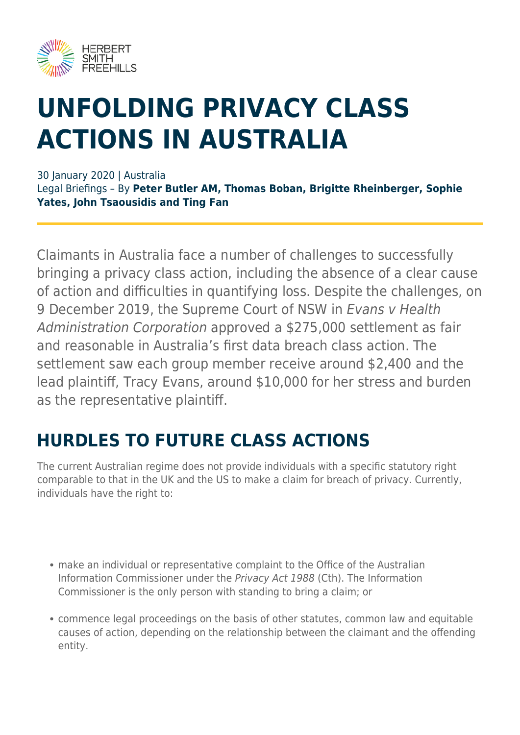# UNFOLDING PRIVACY CLASS ACTIONS IN AUSTRALIA

30 January 2020 | Australia
Legal Briefings – By **Peter Butler AM, Thomas Boban, Brigitte Rheinberger, Sophie Yates, John Tsaousidis and Ting Fan**

Claimants in Australia face a number of challenges to successfully bringing a privacy class action, including the absence of a clear cause of action and difficulties in quantifying loss. Despite the challenges, on 9 December 2019, the Supreme Court of NSW in *Evans v Health Administration Corporation* approved a $275,000 settlement as fair and reasonable in Australia's first data breach class action. The settlement saw each group member receive around $2,400 and the lead plaintiff, Tracy Evans, around $10,000 for her stress and burden as the representative plaintiff.

## HURDLES TO FUTURE CLASS ACTIONS

The current Australian regime does not provide individuals with a specific statutory right comparable to that in the UK and the US to make a claim for breach of privacy. Currently, individuals have the right to:

- make an individual or representative complaint to the Office of the Australian Information Commissioner under the *Privacy Act 1988* (Cth). The Information Commissioner is the only person with standing to bring a claim; or
- commence legal proceedings on the basis of other statutes, common law and equitable causes of action, depending on the relationship between the claimant and the offending entity.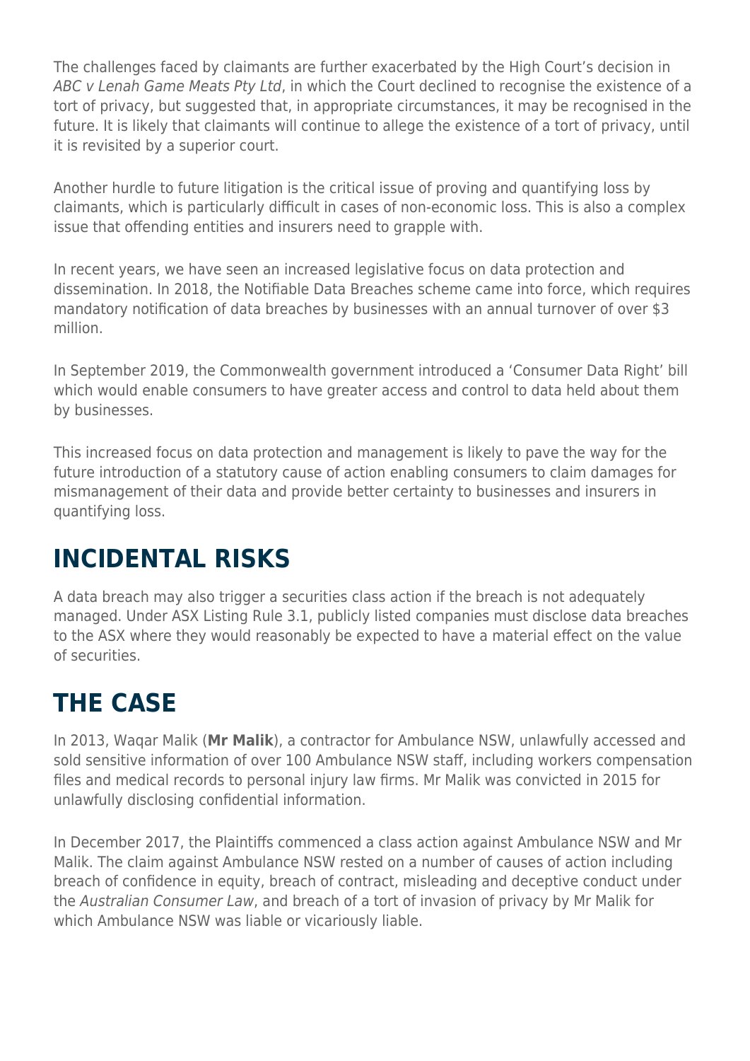The challenges faced by claimants are further exacerbated by the High Court's decision in *ABC v Lenah Game Meats Pty Ltd*, in which the Court declined to recognise the existence of a tort of privacy, but suggested that, in appropriate circumstances, it may be recognised in the future. It is likely that claimants will continue to allege the existence of a tort of privacy, until it is revisited by a superior court.

Another hurdle to future litigation is the critical issue of proving and quantifying loss by claimants, which is particularly difficult in cases of non-economic loss. This is also a complex issue that offending entities and insurers need to grapple with.

In recent years, we have seen an increased legislative focus on data protection and dissemination. In 2018, the Notifiable Data Breaches scheme came into force, which requires mandatory notification of data breaches by businesses with an annual turnover of over $3 million.

In September 2019, the Commonwealth government introduced a 'Consumer Data Right' bill which would enable consumers to have greater access and control to data held about them by businesses.

This increased focus on data protection and management is likely to pave the way for the future introduction of a statutory cause of action enabling consumers to claim damages for mismanagement of their data and provide better certainty to businesses and insurers in quantifying loss.

## INCIDENTAL RISKS

A data breach may also trigger a securities class action if the breach is not adequately managed. Under ASX Listing Rule 3.1, publicly listed companies must disclose data breaches to the ASX where they would reasonably be expected to have a material effect on the value of securities.

## THE CASE

In 2013, Waqar Malik (**Mr Malik**), a contractor for Ambulance NSW, unlawfully accessed and sold sensitive information of over 100 Ambulance NSW staff, including workers compensation files and medical records to personal injury law firms. Mr Malik was convicted in 2015 for unlawfully disclosing confidential information.

In December 2017, the Plaintiffs commenced a class action against Ambulance NSW and Mr Malik. The claim against Ambulance NSW rested on a number of causes of action including breach of confidence in equity, breach of contract, misleading and deceptive conduct under the *Australian Consumer Law*, and breach of a tort of invasion of privacy by Mr Malik for which Ambulance NSW was liable or vicariously liable.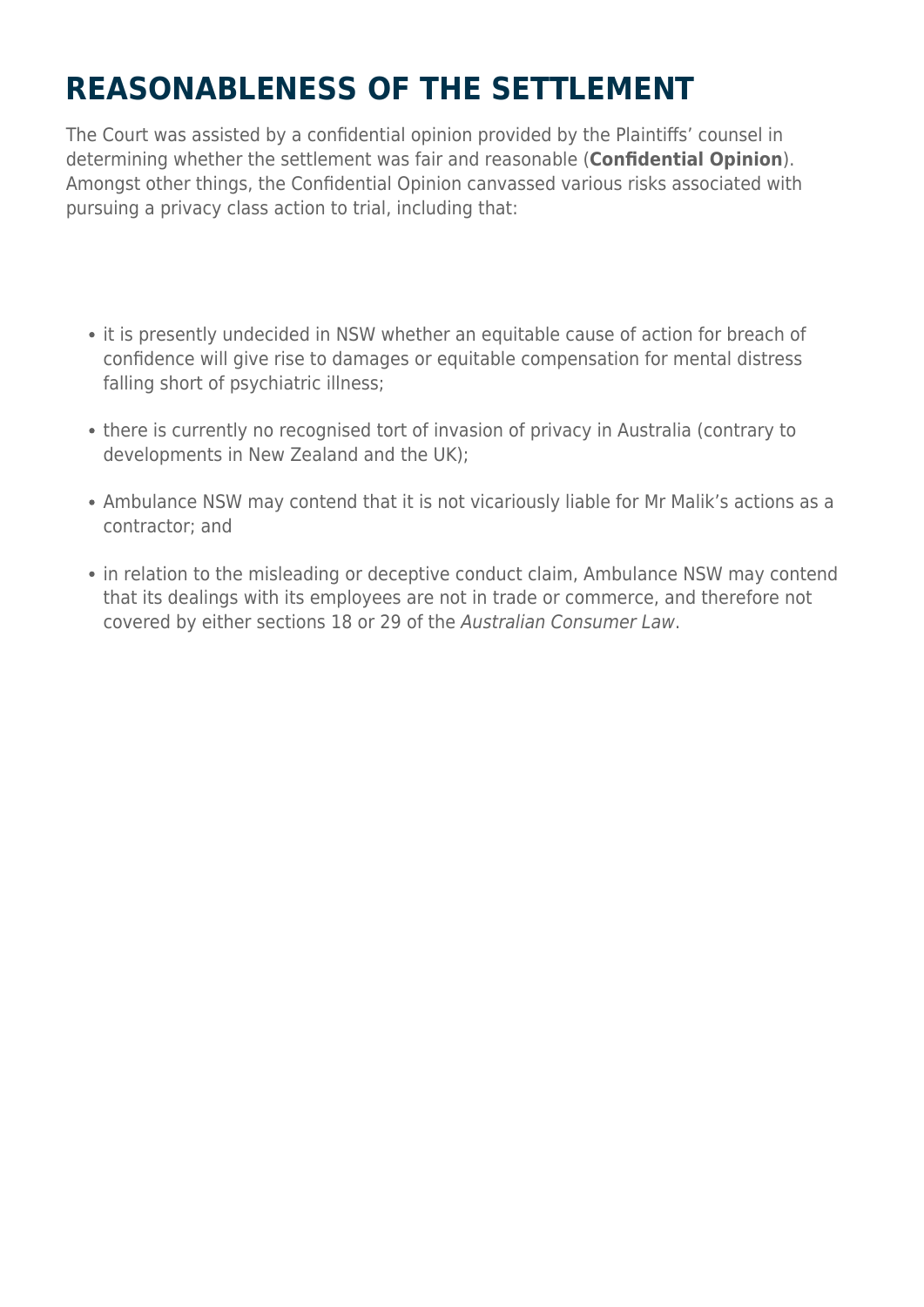# REASONABLENESS OF THE SETTLEMENT

The Court was assisted by a confidential opinion provided by the Plaintiffs' counsel in determining whether the settlement was fair and reasonable (**Confidential Opinion**). Amongst other things, the Confidential Opinion canvassed various risks associated with pursuing a privacy class action to trial, including that:

- it is presently undecided in NSW whether an equitable cause of action for breach of confidence will give rise to damages or equitable compensation for mental distress falling short of psychiatric illness;
- there is currently no recognised tort of invasion of privacy in Australia (contrary to developments in New Zealand and the UK);
- Ambulance NSW may contend that it is not vicariously liable for Mr Malik's actions as a contractor; and
- in relation to the misleading or deceptive conduct claim, Ambulance NSW may contend that its dealings with its employees are not in trade or commerce, and therefore not covered by either sections 18 or 29 of the *Australian Consumer Law*.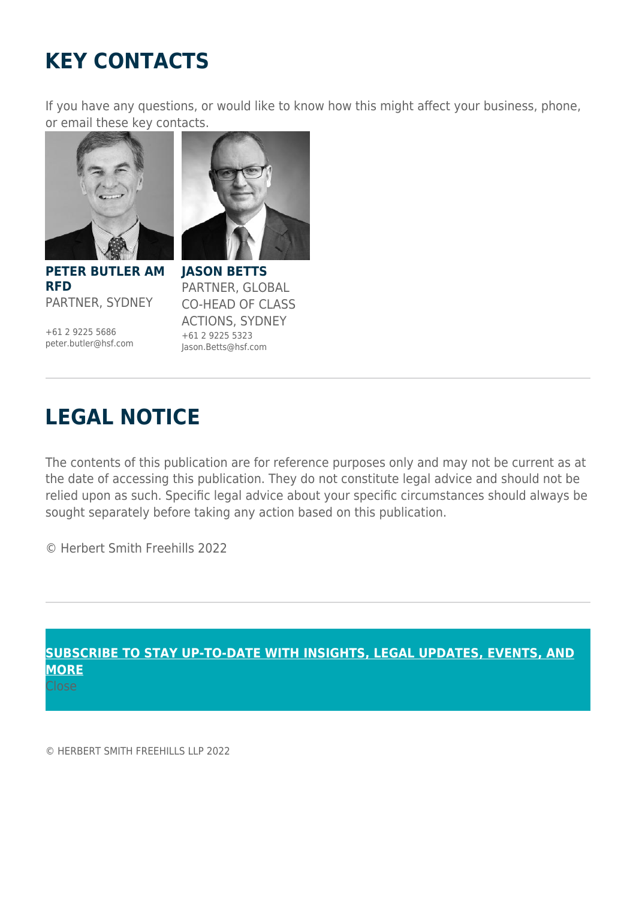# KEY CONTACTS

If you have any questions, or would like to know how this might affect your business, phone, or email these key contacts.

**PETER BUTLER AM RFD**
PARTNER, SYDNEY

+61 2 9225 5686
peter.butler@hsf.com

**JASON BETTS**
PARTNER, GLOBAL CO-HEAD OF CLASS ACTIONS, SYDNEY
+61 2 9225 5323
Jason.Betts@hsf.com

# LEGAL NOTICE

The contents of this publication are for reference purposes only and may not be current as at the date of accessing this publication. They do not constitute legal advice and should not be relied upon as such. Specific legal advice about your specific circumstances should always be sought separately before taking any action based on this publication.

© Herbert Smith Freehills 2022

**SUBSCRIBE TO STAY UP-TO-DATE WITH INSIGHTS, LEGAL UPDATES, EVENTS, AND MORE**
Close

© HERBERT SMITH FREEHILLS LLP 2022